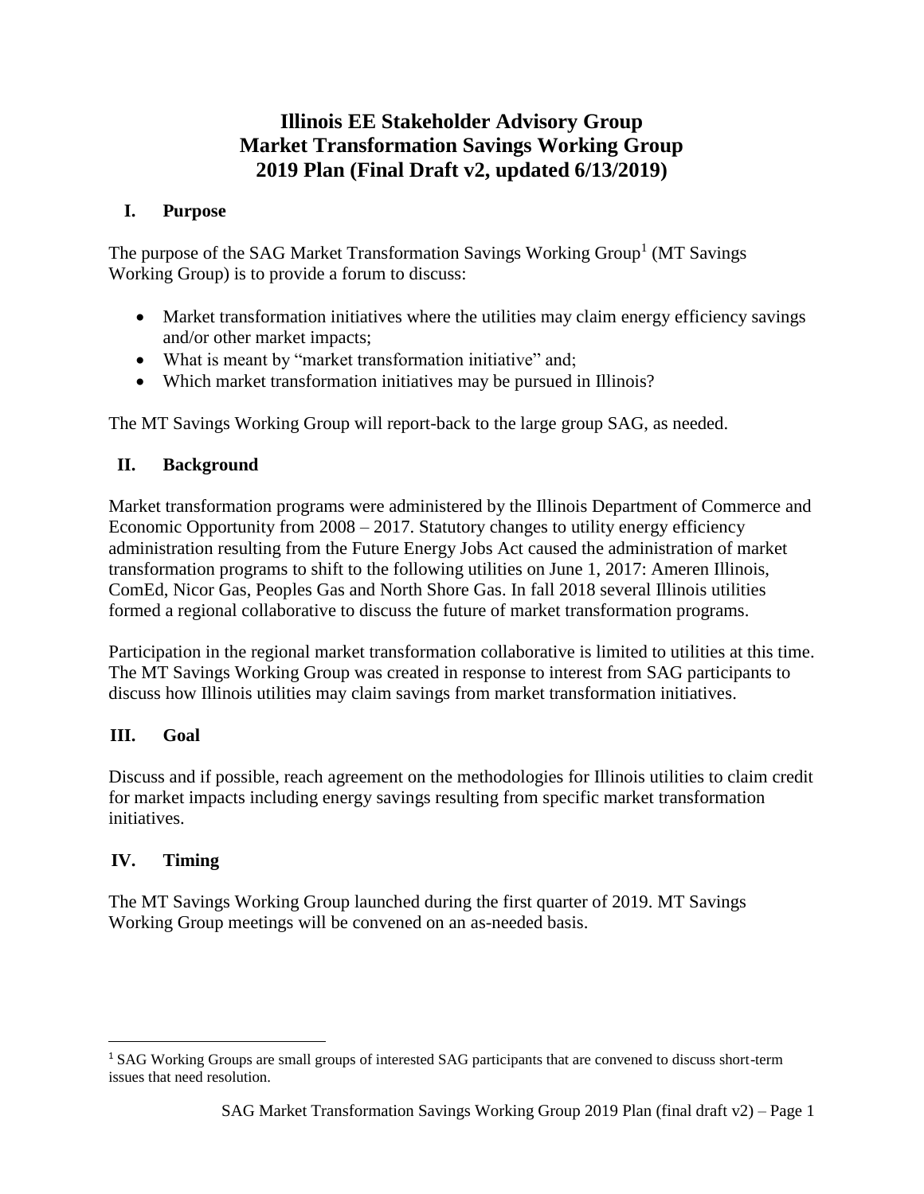# Illinois EE Stakeholder Advisory Group
# Market Transformation Savings Working Group
# 2019 Plan (Final Draft v2, updated 6/13/2019)

## I. Purpose

The purpose of the SAG Market Transformation Savings Working Group[1] (MT Savings Working Group) is to provide a forum to discuss:

- Market transformation initiatives where the utilities may claim energy efficiency savings and/or other market impacts;
- What is meant by "market transformation initiative" and;
- Which market transformation initiatives may be pursued in Illinois?

The MT Savings Working Group will report-back to the large group SAG, as needed.

## II. Background

Market transformation programs were administered by the Illinois Department of Commerce and Economic Opportunity from 2008 – 2017. Statutory changes to utility energy efficiency administration resulting from the Future Energy Jobs Act caused the administration of market transformation programs to shift to the following utilities on June 1, 2017: Ameren Illinois, ComEd, Nicor Gas, Peoples Gas and North Shore Gas. In fall 2018 several Illinois utilities formed a regional collaborative to discuss the future of market transformation programs.

Participation in the regional market transformation collaborative is limited to utilities at this time. The MT Savings Working Group was created in response to interest from SAG participants to discuss how Illinois utilities may claim savings from market transformation initiatives.

## III. Goal

Discuss and if possible, reach agreement on the methodologies for Illinois utilities to claim credit for market impacts including energy savings resulting from specific market transformation initiatives.

## IV. Timing

The MT Savings Working Group launched during the first quarter of 2019. MT Savings Working Group meetings will be convened on an as-needed basis.

---

[1] SAG Working Groups are small groups of interested SAG participants that are convened to discuss short-term issues that need resolution.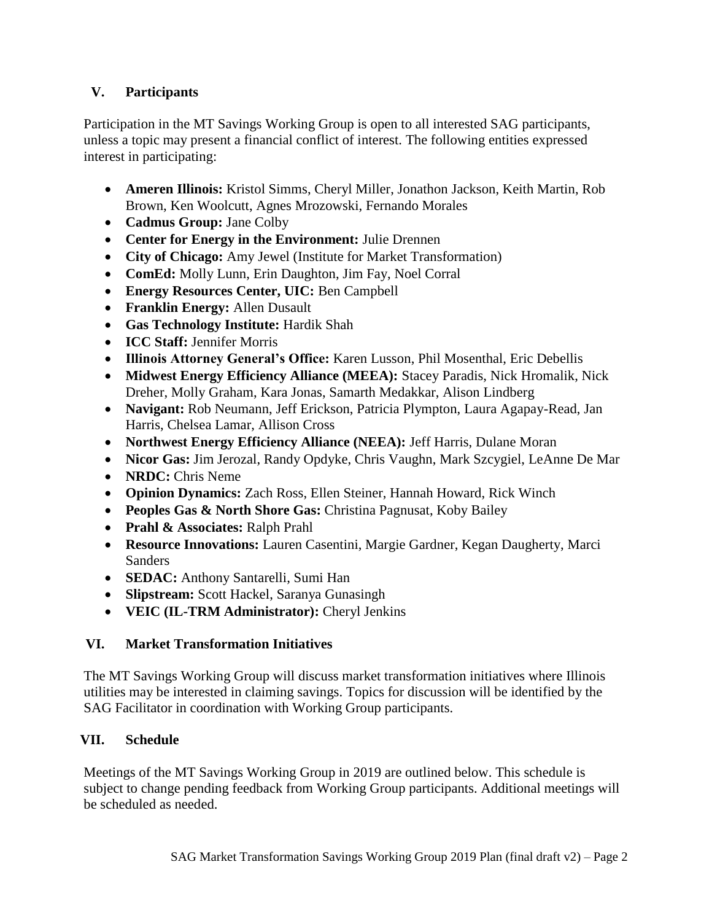## V. Participants

Participation in the MT Savings Working Group is open to all interested SAG participants, unless a topic may present a financial conflict of interest. The following entities expressed interest in participating:

- **Ameren Illinois:** Kristol Simms, Cheryl Miller, Jonathon Jackson, Keith Martin, Rob Brown, Ken Woolcutt, Agnes Mrozowski, Fernando Morales
- **Cadmus Group:** Jane Colby
- **Center for Energy in the Environment:** Julie Drennen
- **City of Chicago:** Amy Jewel (Institute for Market Transformation)
- **ComEd:** Molly Lunn, Erin Daughton, Jim Fay, Noel Corral
- **Energy Resources Center, UIC:** Ben Campbell
- **Franklin Energy:** Allen Dusault
- **Gas Technology Institute:** Hardik Shah
- **ICC Staff:** Jennifer Morris
- **Illinois Attorney General's Office:** Karen Lusson, Phil Mosenthal, Eric Debellis
- **Midwest Energy Efficiency Alliance (MEEA):** Stacey Paradis, Nick Hromalik, Nick Dreher, Molly Graham, Kara Jonas, Samarth Medakkar, Alison Lindberg
- **Navigant:** Rob Neumann, Jeff Erickson, Patricia Plympton, Laura Agapay-Read, Jan Harris, Chelsea Lamar, Allison Cross
- **Northwest Energy Efficiency Alliance (NEEA):** Jeff Harris, Dulane Moran
- **Nicor Gas:** Jim Jerozal, Randy Opdyke, Chris Vaughn, Mark Szcygiel, LeAnne De Mar
- **NRDC:** Chris Neme
- **Opinion Dynamics:** Zach Ross, Ellen Steiner, Hannah Howard, Rick Winch
- **Peoples Gas & North Shore Gas:** Christina Pagnusat, Koby Bailey
- **Prahl & Associates:** Ralph Prahl
- **Resource Innovations:** Lauren Casentini, Margie Gardner, Kegan Daugherty, Marci Sanders
- **SEDAC:** Anthony Santarelli, Sumi Han
- **Slipstream:** Scott Hackel, Saranya Gunasingh
- **VEIC (IL-TRM Administrator):** Cheryl Jenkins

## VI. Market Transformation Initiatives

The MT Savings Working Group will discuss market transformation initiatives where Illinois utilities may be interested in claiming savings. Topics for discussion will be identified by the SAG Facilitator in coordination with Working Group participants.

## VII. Schedule

Meetings of the MT Savings Working Group in 2019 are outlined below. This schedule is subject to change pending feedback from Working Group participants. Additional meetings will be scheduled as needed.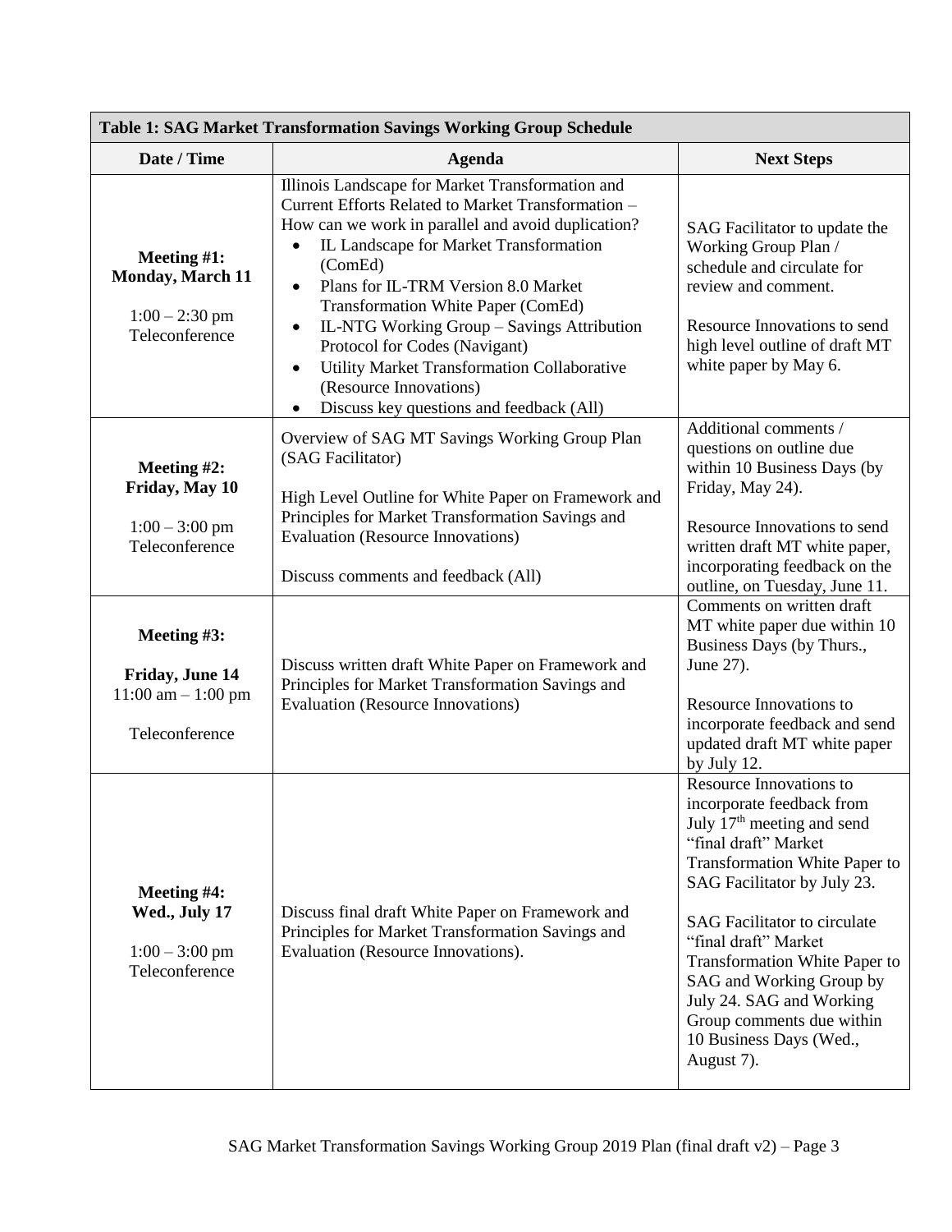| Table 1: SAG Market Transformation Savings Working Group Schedule | | |
|---|---|---|
| **Date / Time** | **Agenda** | **Next Steps** |
| **Meeting #1: Monday, March 11**<br><br>1:00 – 2:30 pm Teleconference | Illinois Landscape for Market Transformation and Current Efforts Related to Market Transformation – How can we work in parallel and avoid duplication?<br>• IL Landscape for Market Transformation (ComEd)<br>• Plans for IL-TRM Version 8.0 Market Transformation White Paper (ComEd)<br>• IL-NTG Working Group – Savings Attribution Protocol for Codes (Navigant)<br>• Utility Market Transformation Collaborative (Resource Innovations)<br>• Discuss key questions and feedback (All) | SAG Facilitator to update the Working Group Plan / schedule and circulate for review and comment.<br><br>Resource Innovations to send high level outline of draft MT white paper by May 6. |
| **Meeting #2: Friday, May 10**<br><br>1:00 – 3:00 pm Teleconference | Overview of SAG MT Savings Working Group Plan (SAG Facilitator)<br><br>High Level Outline for White Paper on Framework and Principles for Market Transformation Savings and Evaluation (Resource Innovations)<br><br>Discuss comments and feedback (All) | Additional comments / questions on outline due within 10 Business Days (by Friday, May 24).<br><br>Resource Innovations to send written draft MT white paper, incorporating feedback on the outline, on Tuesday, June 11. |
| **Meeting #3:**<br><br>**Friday, June 14**<br>11:00 am – 1:00 pm<br><br>Teleconference | Discuss written draft White Paper on Framework and Principles for Market Transformation Savings and Evaluation (Resource Innovations) | Comments on written draft MT white paper due within 10 Business Days (by Thurs., June 27).<br><br>Resource Innovations to incorporate feedback and send updated draft MT white paper by July 12. |
| **Meeting #4: Wed., July 17**<br><br>1:00 – 3:00 pm Teleconference | Discuss final draft White Paper on Framework and Principles for Market Transformation Savings and Evaluation (Resource Innovations). | Resource Innovations to incorporate feedback from July 17th meeting and send "final draft" Market Transformation White Paper to SAG Facilitator by July 23.<br><br>SAG Facilitator to circulate "final draft" Market Transformation White Paper to SAG and Working Group by July 24. SAG and Working Group comments due within 10 Business Days (Wed., August 7). |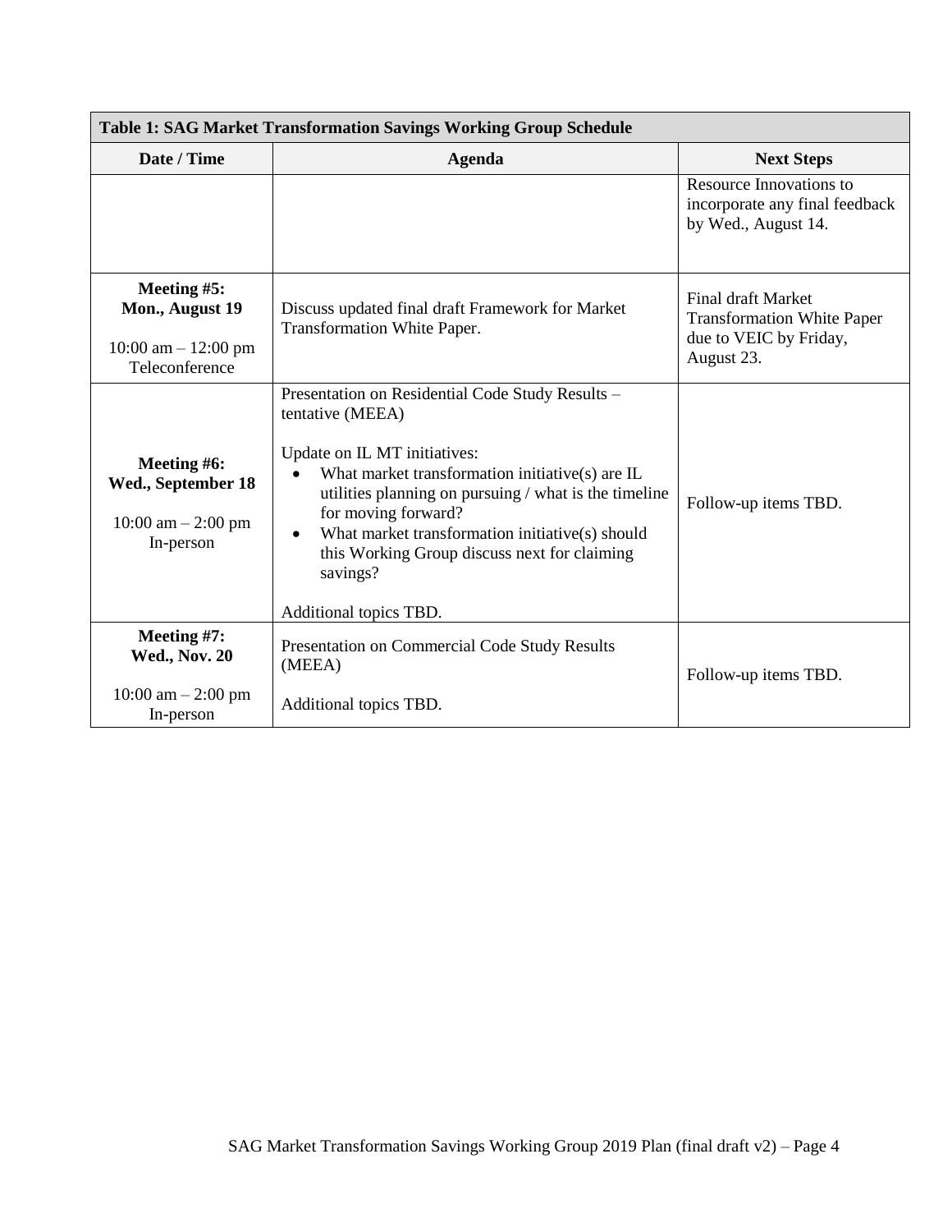| Table 1: SAG Market Transformation Savings Working Group Schedule | | |
|---|---|---|
| **Date / Time** | **Agenda** | **Next Steps** |
| | | Resource Innovations to incorporate any final feedback by Wed., August 14. |
| **Meeting #5: Mon., August 19**<br>10:00 am – 12:00 pm Teleconference | Discuss updated final draft Framework for Market Transformation White Paper. | Final draft Market Transformation White Paper due to VEIC by Friday, August 23. |
| **Meeting #6: Wed., September 18**<br>10:00 am – 2:00 pm In-person | Presentation on Residential Code Study Results – tentative (MEEA)<br><br>Update on IL MT initiatives:<br>• What market transformation initiative(s) are IL utilities planning on pursuing / what is the timeline for moving forward?<br>• What market transformation initiative(s) should this Working Group discuss next for claiming savings?<br><br>Additional topics TBD. | Follow-up items TBD. |
| **Meeting #7: Wed., Nov. 20**<br>10:00 am – 2:00 pm In-person | Presentation on Commercial Code Study Results (MEEA)<br><br>Additional topics TBD. | Follow-up items TBD. |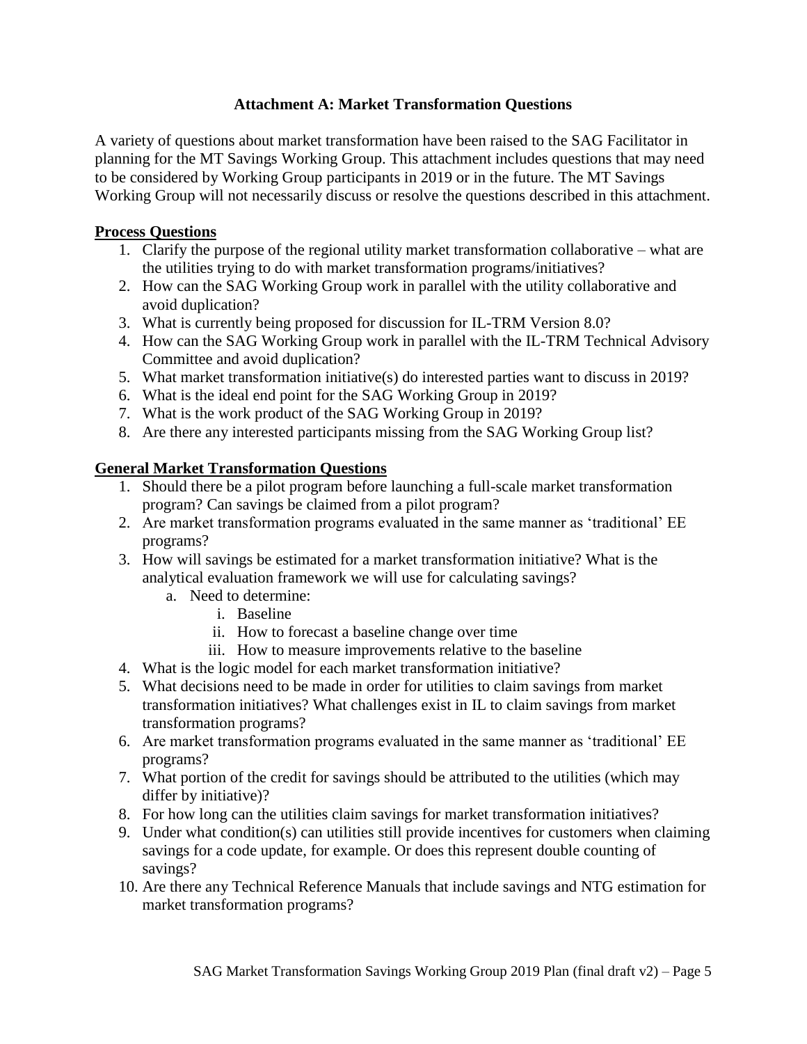## Attachment A: Market Transformation Questions

A variety of questions about market transformation have been raised to the SAG Facilitator in planning for the MT Savings Working Group. This attachment includes questions that may need to be considered by Working Group participants in 2019 or in the future. The MT Savings Working Group will not necessarily discuss or resolve the questions described in this attachment.

### Process Questions

1. Clarify the purpose of the regional utility market transformation collaborative – what are the utilities trying to do with market transformation programs/initiatives?
2. How can the SAG Working Group work in parallel with the utility collaborative and avoid duplication?
3. What is currently being proposed for discussion for IL-TRM Version 8.0?
4. How can the SAG Working Group work in parallel with the IL-TRM Technical Advisory Committee and avoid duplication?
5. What market transformation initiative(s) do interested parties want to discuss in 2019?
6. What is the ideal end point for the SAG Working Group in 2019?
7. What is the work product of the SAG Working Group in 2019?
8. Are there any interested participants missing from the SAG Working Group list?

### General Market Transformation Questions

1. Should there be a pilot program before launching a full-scale market transformation program? Can savings be claimed from a pilot program?
2. Are market transformation programs evaluated in the same manner as 'traditional' EE programs?
3. How will savings be estimated for a market transformation initiative? What is the analytical evaluation framework we will use for calculating savings?
   a. Need to determine:
      i. Baseline
      ii. How to forecast a baseline change over time
      iii. How to measure improvements relative to the baseline
4. What is the logic model for each market transformation initiative?
5. What decisions need to be made in order for utilities to claim savings from market transformation initiatives? What challenges exist in IL to claim savings from market transformation programs?
6. Are market transformation programs evaluated in the same manner as 'traditional' EE programs?
7. What portion of the credit for savings should be attributed to the utilities (which may differ by initiative)?
8. For how long can the utilities claim savings for market transformation initiatives?
9. Under what condition(s) can utilities still provide incentives for customers when claiming savings for a code update, for example. Or does this represent double counting of savings?
10. Are there any Technical Reference Manuals that include savings and NTG estimation for market transformation programs?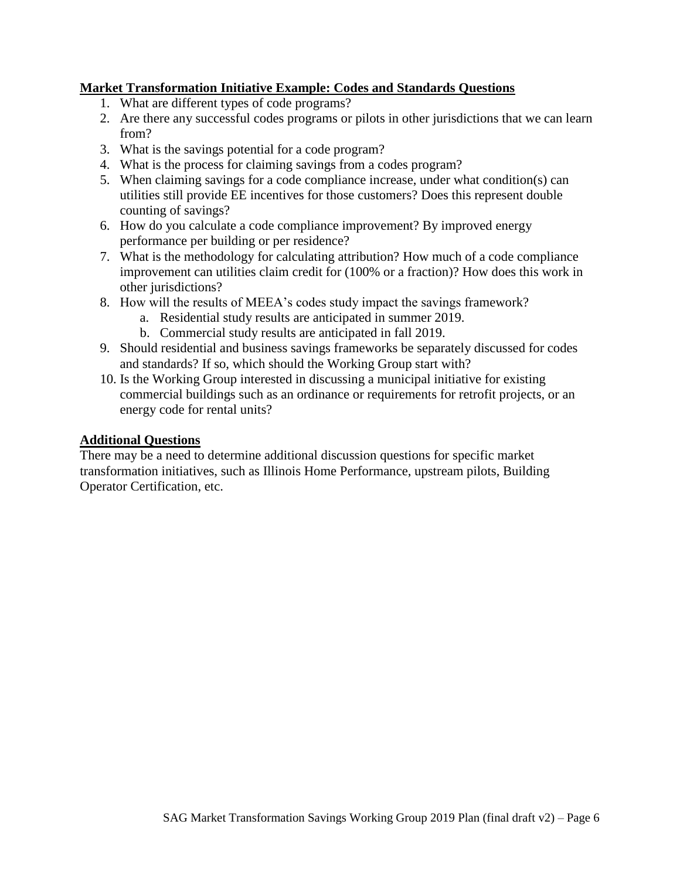**Market Transformation Initiative Example: Codes and Standards Questions**

1. What are different types of code programs?
2. Are there any successful codes programs or pilots in other jurisdictions that we can learn from?
3. What is the savings potential for a code program?
4. What is the process for claiming savings from a codes program?
5. When claiming savings for a code compliance increase, under what condition(s) can utilities still provide EE incentives for those customers? Does this represent double counting of savings?
6. How do you calculate a code compliance improvement? By improved energy performance per building or per residence?
7. What is the methodology for calculating attribution? How much of a code compliance improvement can utilities claim credit for (100% or a fraction)? How does this work in other jurisdictions?
8. How will the results of MEEA's codes study impact the savings framework?
   a. Residential study results are anticipated in summer 2019.
   b. Commercial study results are anticipated in fall 2019.
9. Should residential and business savings frameworks be separately discussed for codes and standards? If so, which should the Working Group start with?
10. Is the Working Group interested in discussing a municipal initiative for existing commercial buildings such as an ordinance or requirements for retrofit projects, or an energy code for rental units?

**Additional Questions**

There may be a need to determine additional discussion questions for specific market transformation initiatives, such as Illinois Home Performance, upstream pilots, Building Operator Certification, etc.